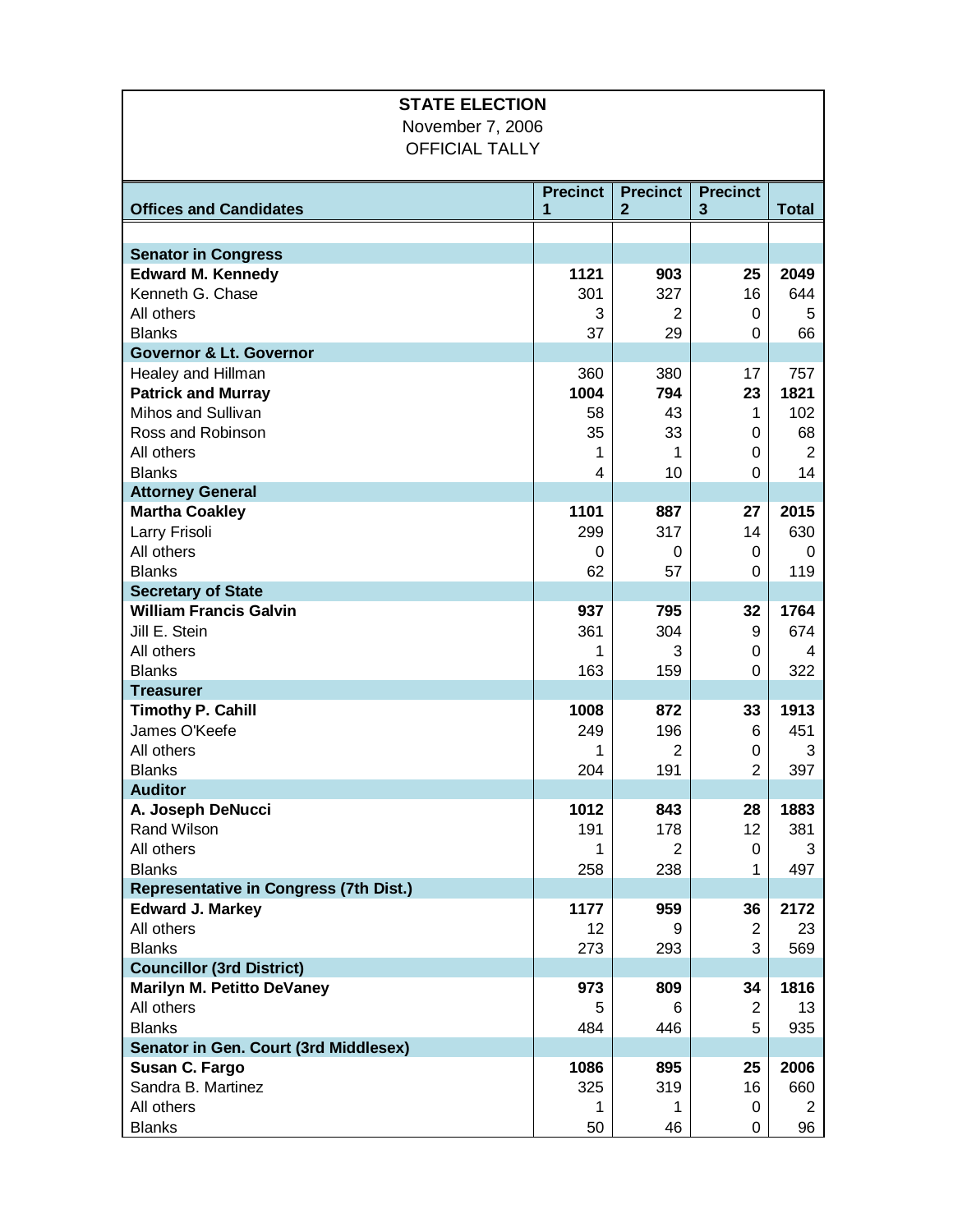**STATE ELECTION**

November 7, 2006

OFFICIAL TALLY

| Offices and Candidates | Precinct 1 | Precinct 2 | Precinct 3 | Total |
|---|---|---|---|---|
| | | | | |
| **Senator in Congress** | | | | |
| **Edward M. Kennedy** | **1121** | **903** | **25** | **2049** |
| Kenneth G. Chase | 301 | 327 | 16 | 644 |
| All others | 3 | 2 | 0 | 5 |
| Blanks | 37 | 29 | 0 | 66 |
| **Governor & Lt. Governor** | | | | |
| Healey and Hillman | 360 | 380 | 17 | 757 |
| **Patrick and Murray** | **1004** | **794** | **23** | **1821** |
| Mihos and Sullivan | 58 | 43 | 1 | 102 |
| Ross and Robinson | 35 | 33 | 0 | 68 |
| All others | 1 | 1 | 0 | 2 |
| Blanks | 4 | 10 | 0 | 14 |
| **Attorney General** | | | | |
| **Martha Coakley** | **1101** | **887** | **27** | **2015** |
| Larry Frisoli | 299 | 317 | 14 | 630 |
| All others | 0 | 0 | 0 | 0 |
| Blanks | 62 | 57 | 0 | 119 |
| **Secretary of State** | | | | |
| **William Francis Galvin** | **937** | **795** | **32** | **1764** |
| Jill E. Stein | 361 | 304 | 9 | 674 |
| All others | 1 | 3 | 0 | 4 |
| Blanks | 163 | 159 | 0 | 322 |
| **Treasurer** | | | | |
| **Timothy P. Cahill** | **1008** | **872** | **33** | **1913** |
| James O'Keefe | 249 | 196 | 6 | 451 |
| All others | 1 | 2 | 0 | 3 |
| Blanks | 204 | 191 | 2 | 397 |
| **Auditor** | | | | |
| **A. Joseph DeNucci** | **1012** | **843** | **28** | **1883** |
| Rand Wilson | 191 | 178 | 12 | 381 |
| All others | 1 | 2 | 0 | 3 |
| Blanks | 258 | 238 | 1 | 497 |
| **Representative in Congress (7th Dist.)** | | | | |
| **Edward J. Markey** | **1177** | **959** | **36** | **2172** |
| All others | 12 | 9 | 2 | 23 |
| Blanks | 273 | 293 | 3 | 569 |
| **Councillor (3rd District)** | | | | |
| **Marilyn M. Petitto DeVaney** | **973** | **809** | **34** | **1816** |
| All others | 5 | 6 | 2 | 13 |
| Blanks | 484 | 446 | 5 | 935 |
| **Senator in Gen. Court (3rd Middlesex)** | | | | |
| **Susan C. Fargo** | **1086** | **895** | **25** | **2006** |
| Sandra B. Martinez | 325 | 319 | 16 | 660 |
| All others | 1 | 1 | 0 | 2 |
| Blanks | 50 | 46 | 0 | 96 |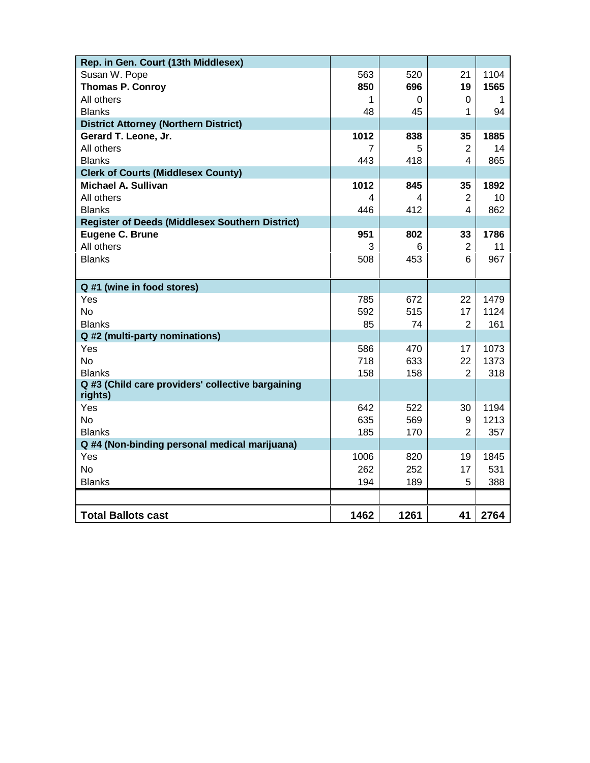| | | | | |
|---|---|---|---|---|
| **Rep. in Gen. Court (13th Middlesex)** | | | | |
| Susan W. Pope | 563 | 520 | 21 | 1104 |
| **Thomas P. Conroy** | **850** | **696** | **19** | **1565** |
| All others | 1 | 0 | 0 | 1 |
| Blanks | 48 | 45 | 1 | 94 |
| **District Attorney (Northern District)** | | | | |
| **Gerard T. Leone, Jr.** | **1012** | **838** | **35** | **1885** |
| All others | 7 | 5 | 2 | 14 |
| Blanks | 443 | 418 | 4 | 865 |
| **Clerk of Courts (Middlesex County)** | | | | |
| **Michael A. Sullivan** | **1012** | **845** | **35** | **1892** |
| All others | 4 | 4 | 2 | 10 |
| Blanks | 446 | 412 | 4 | 862 |
| **Register of Deeds (Middlesex Southern District)** | | | | |
| **Eugene C. Brune** | **951** | **802** | **33** | **1786** |
| All others | 3 | 6 | 2 | 11 |
| Blanks | 508 | 453 | 6 | 967 |
| | | | | |
| **Q #1 (wine in food stores)** | | | | |
| Yes | 785 | 672 | 22 | 1479 |
| No | 592 | 515 | 17 | 1124 |
| Blanks | 85 | 74 | 2 | 161 |
| **Q #2 (multi-party nominations)** | | | | |
| Yes | 586 | 470 | 17 | 1073 |
| No | 718 | 633 | 22 | 1373 |
| Blanks | 158 | 158 | 2 | 318 |
| **Q #3 (Child care providers' collective bargaining rights)** | | | | |
| Yes | 642 | 522 | 30 | 1194 |
| No | 635 | 569 | 9 | 1213 |
| Blanks | 185 | 170 | 2 | 357 |
| **Q #4 (Non-binding personal medical marijuana)** | | | | |
| Yes | 1006 | 820 | 19 | 1845 |
| No | 262 | 252 | 17 | 531 |
| Blanks | 194 | 189 | 5 | 388 |
| | | | | |
| **Total Ballots cast** | **1462** | **1261** | **41** | **2764** |